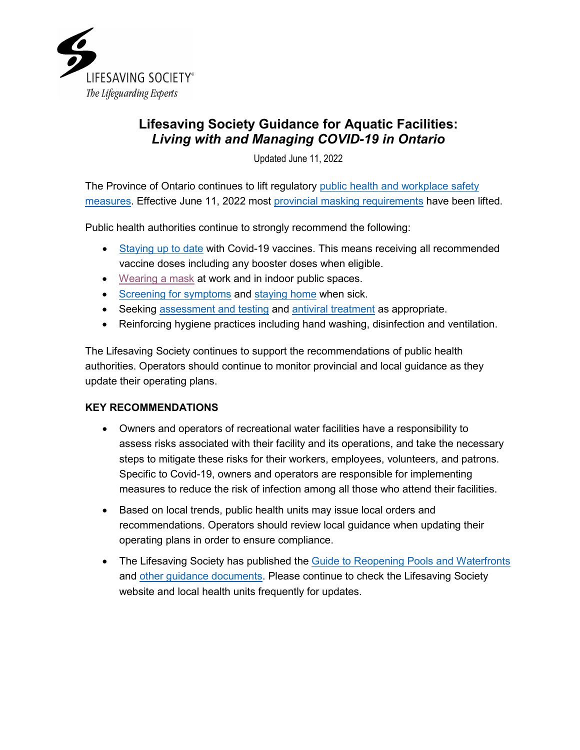LIFESAVING SOCIETY
*The Lifeguarding Experts*

# Lifesaving Society Guidance for Aquatic Facilities: *Living with and Managing COVID-19 in Ontario*

Updated June 11, 2022

The Province of Ontario continues to lift regulatory public health and workplace safety measures. Effective June 11, 2022 most provincial masking requirements have been lifted.

Public health authorities continue to strongly recommend the following:

- Staying up to date with Covid-19 vaccines. This means receiving all recommended vaccine doses including any booster doses when eligible.
- Wearing a mask at work and in indoor public spaces.
- Screening for symptoms and staying home when sick.
- Seeking assessment and testing and antiviral treatment as appropriate.
- Reinforcing hygiene practices including hand washing, disinfection and ventilation.

The Lifesaving Society continues to support the recommendations of public health authorities. Operators should continue to monitor provincial and local guidance as they update their operating plans.

## KEY RECOMMENDATIONS

- Owners and operators of recreational water facilities have a responsibility to assess risks associated with their facility and its operations, and take the necessary steps to mitigate these risks for their workers, employees, volunteers, and patrons. Specific to Covid-19, owners and operators are responsible for implementing measures to reduce the risk of infection among all those who attend their facilities.

- Based on local trends, public health units may issue local orders and recommendations. Operators should review local guidance when updating their operating plans in order to ensure compliance.

- The Lifesaving Society has published the Guide to Reopening Pools and Waterfronts and other guidance documents. Please continue to check the Lifesaving Society website and local health units frequently for updates.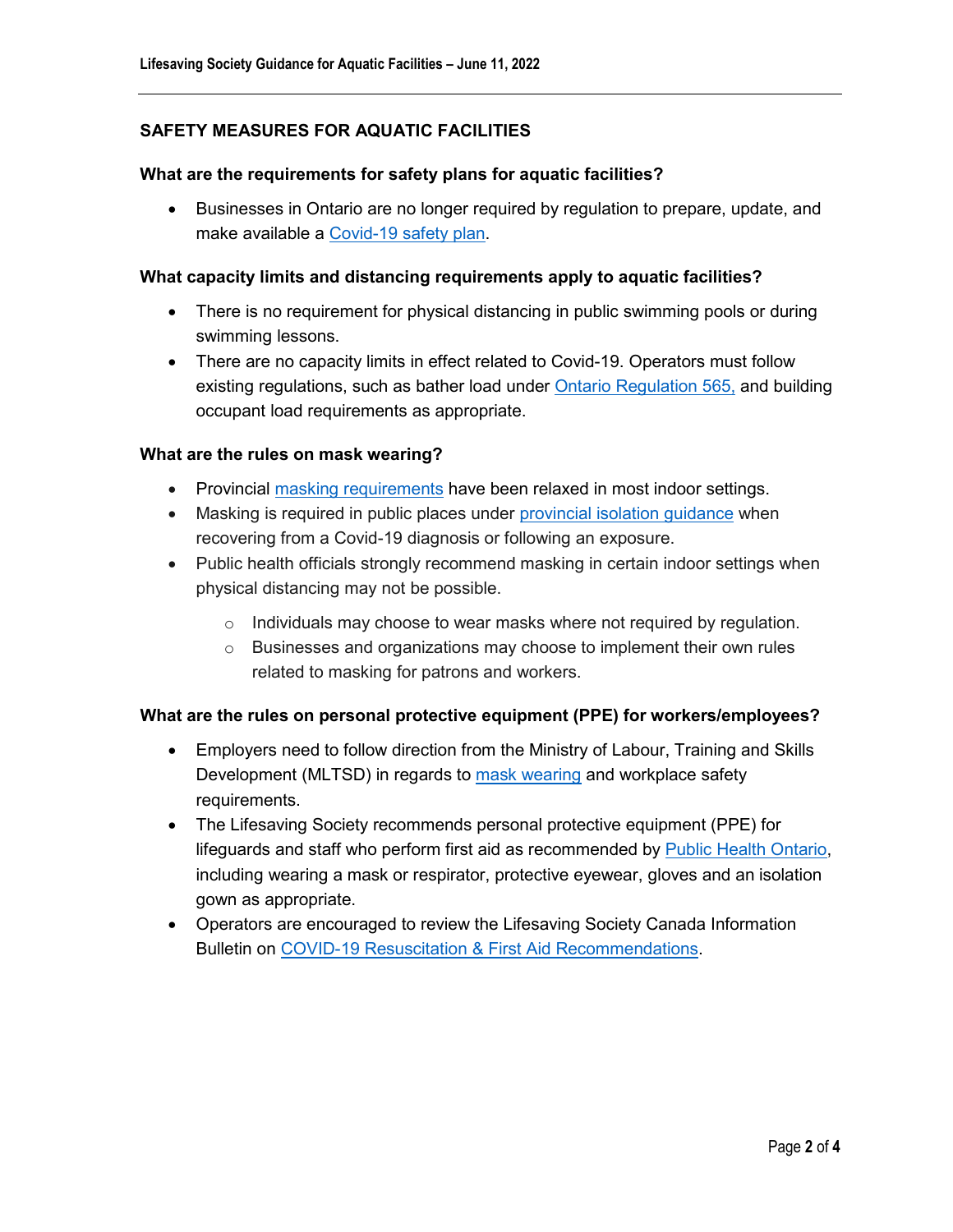## SAFETY MEASURES FOR AQUATIC FACILITIES

### What are the requirements for safety plans for aquatic facilities?

- Businesses in Ontario are no longer required by regulation to prepare, update, and make available a Covid-19 safety plan.

### What capacity limits and distancing requirements apply to aquatic facilities?

- There is no requirement for physical distancing in public swimming pools or during swimming lessons.
- There are no capacity limits in effect related to Covid-19. Operators must follow existing regulations, such as bather load under Ontario Regulation 565, and building occupant load requirements as appropriate.

### What are the rules on mask wearing?

- Provincial masking requirements have been relaxed in most indoor settings.
- Masking is required in public places under provincial isolation guidance when recovering from a Covid-19 diagnosis or following an exposure.
- Public health officials strongly recommend masking in certain indoor settings when physical distancing may not be possible.
  - Individuals may choose to wear masks where not required by regulation.
  - Businesses and organizations may choose to implement their own rules related to masking for patrons and workers.

### What are the rules on personal protective equipment (PPE) for workers/employees?

- Employers need to follow direction from the Ministry of Labour, Training and Skills Development (MLTSD) in regards to mask wearing and workplace safety requirements.
- The Lifesaving Society recommends personal protective equipment (PPE) for lifeguards and staff who perform first aid as recommended by Public Health Ontario, including wearing a mask or respirator, protective eyewear, gloves and an isolation gown as appropriate.
- Operators are encouraged to review the Lifesaving Society Canada Information Bulletin on COVID-19 Resuscitation & First Aid Recommendations.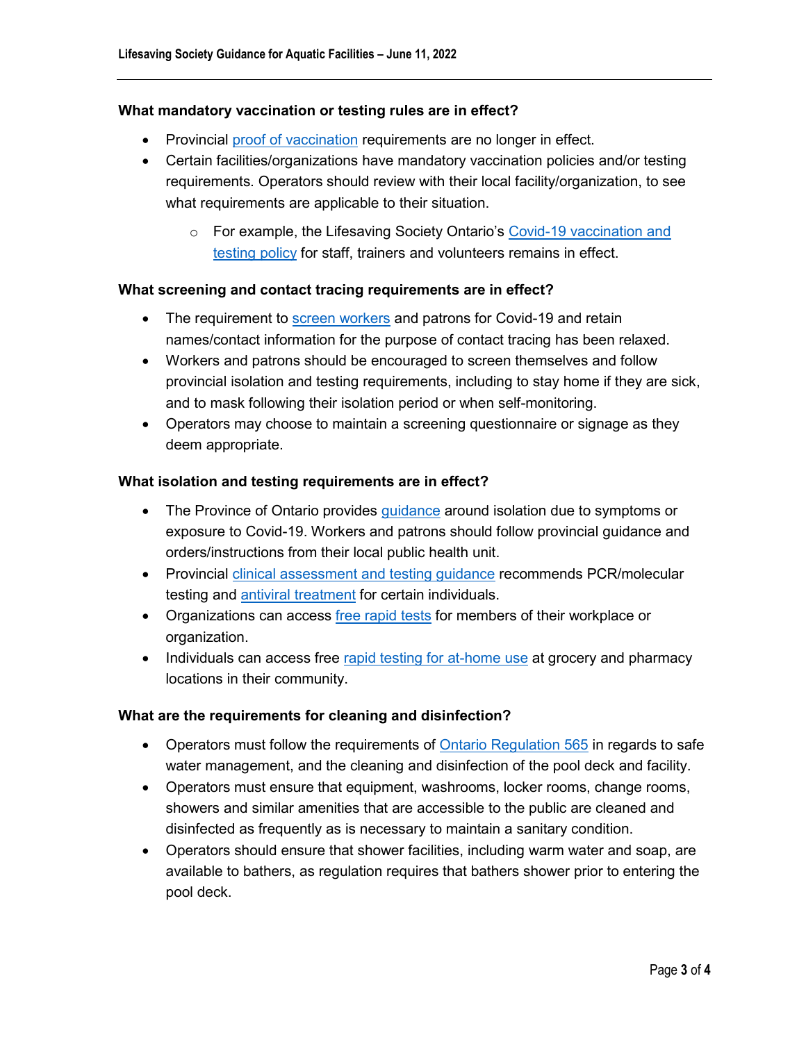### What mandatory vaccination or testing rules are in effect?

- Provincial proof of vaccination requirements are no longer in effect.
- Certain facilities/organizations have mandatory vaccination policies and/or testing requirements. Operators should review with their local facility/organization, to see what requirements are applicable to their situation.
  - For example, the Lifesaving Society Ontario's Covid-19 vaccination and testing policy for staff, trainers and volunteers remains in effect.

### What screening and contact tracing requirements are in effect?

- The requirement to screen workers and patrons for Covid-19 and retain names/contact information for the purpose of contact tracing has been relaxed.
- Workers and patrons should be encouraged to screen themselves and follow provincial isolation and testing requirements, including to stay home if they are sick, and to mask following their isolation period or when self-monitoring.
- Operators may choose to maintain a screening questionnaire or signage as they deem appropriate.

### What isolation and testing requirements are in effect?

- The Province of Ontario provides guidance around isolation due to symptoms or exposure to Covid-19. Workers and patrons should follow provincial guidance and orders/instructions from their local public health unit.
- Provincial clinical assessment and testing guidance recommends PCR/molecular testing and antiviral treatment for certain individuals.
- Organizations can access free rapid tests for members of their workplace or organization.
- Individuals can access free rapid testing for at-home use at grocery and pharmacy locations in their community.

### What are the requirements for cleaning and disinfection?

- Operators must follow the requirements of Ontario Regulation 565 in regards to safe water management, and the cleaning and disinfection of the pool deck and facility.
- Operators must ensure that equipment, washrooms, locker rooms, change rooms, showers and similar amenities that are accessible to the public are cleaned and disinfected as frequently as is necessary to maintain a sanitary condition.
- Operators should ensure that shower facilities, including warm water and soap, are available to bathers, as regulation requires that bathers shower prior to entering the pool deck.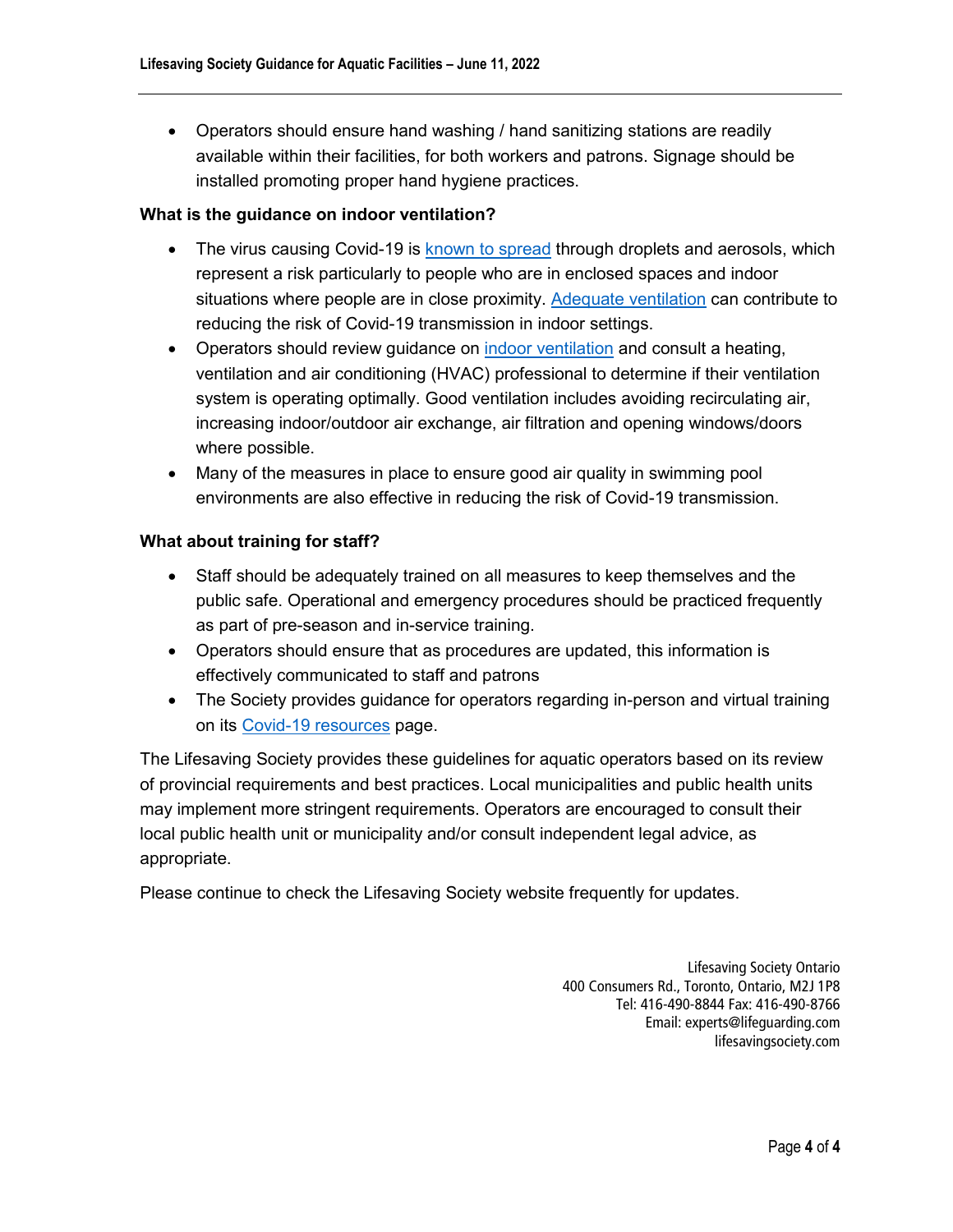- Operators should ensure hand washing / hand sanitizing stations are readily available within their facilities, for both workers and patrons. Signage should be installed promoting proper hand hygiene practices.

**What is the guidance on indoor ventilation?**

- The virus causing Covid-19 is known to spread through droplets and aerosols, which represent a risk particularly to people who are in enclosed spaces and indoor situations where people are in close proximity. Adequate ventilation can contribute to reducing the risk of Covid-19 transmission in indoor settings.
- Operators should review guidance on indoor ventilation and consult a heating, ventilation and air conditioning (HVAC) professional to determine if their ventilation system is operating optimally. Good ventilation includes avoiding recirculating air, increasing indoor/outdoor air exchange, air filtration and opening windows/doors where possible.
- Many of the measures in place to ensure good air quality in swimming pool environments are also effective in reducing the risk of Covid-19 transmission.

**What about training for staff?**

- Staff should be adequately trained on all measures to keep themselves and the public safe. Operational and emergency procedures should be practiced frequently as part of pre-season and in-service training.
- Operators should ensure that as procedures are updated, this information is effectively communicated to staff and patrons
- The Society provides guidance for operators regarding in-person and virtual training on its Covid-19 resources page.

The Lifesaving Society provides these guidelines for aquatic operators based on its review of provincial requirements and best practices. Local municipalities and public health units may implement more stringent requirements. Operators are encouraged to consult their local public health unit or municipality and/or consult independent legal advice, as appropriate.

Please continue to check the Lifesaving Society website frequently for updates.

Lifesaving Society Ontario
400 Consumers Rd., Toronto, Ontario, M2J 1P8
Tel: 416-490-8844 Fax: 416-490-8766
Email: experts@lifeguarding.com
lifesavingsociety.com